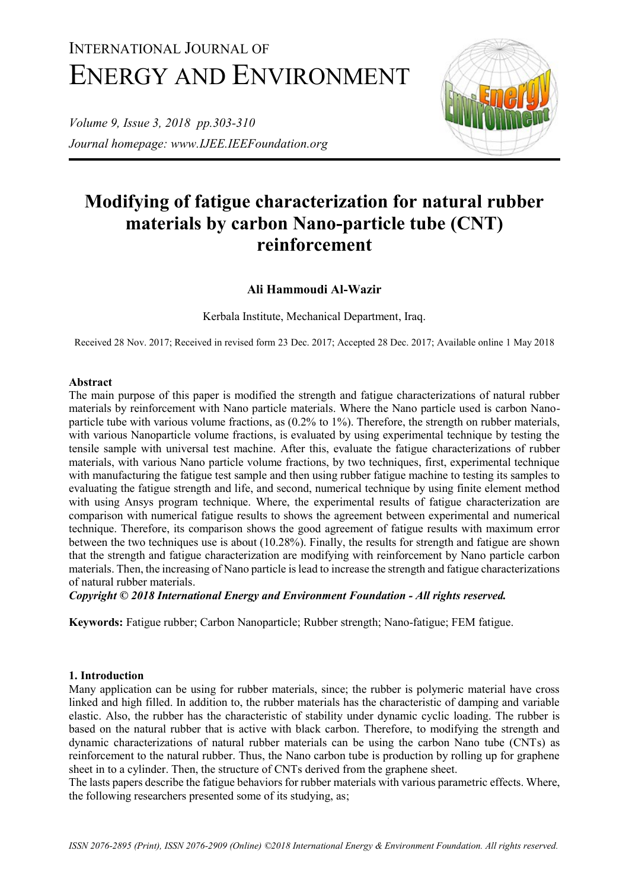# INTERNATIONAL JOURNAL OF ENERGY AND ENVIRONMENT

*Volume 9, Issue 3, 2018 pp.303-310*

*Journal homepage: www.IJEE.IEEFoundation.org*

# Modifying of fatigue characterization for natural rubber materials by carbon Nano-particle tube (CNT) reinforcement

**Ali Hammoudi Al-Wazir**

Kerbala Institute, Mechanical Department, Iraq.

Received 28 Nov. 2017; Received in revised form 23 Dec. 2017; Accepted 28 Dec. 2017; Available online 1 May 2018

## Abstract

The main purpose of this paper is modified the strength and fatigue characterizations of natural rubber materials by reinforcement with Nano particle materials. Where the Nano particle used is carbon Nano-particle tube with various volume fractions, as (0.2% to 1%). Therefore, the strength on rubber materials, with various Nanoparticle volume fractions, is evaluated by using experimental technique by testing the tensile sample with universal test machine. After this, evaluate the fatigue characterizations of rubber materials, with various Nano particle volume fractions, by two techniques, first, experimental technique with manufacturing the fatigue test sample and then using rubber fatigue machine to testing its samples to evaluating the fatigue strength and life, and second, numerical technique by using finite element method with using Ansys program technique. Where, the experimental results of fatigue characterization are comparison with numerical fatigue results to shows the agreement between experimental and numerical technique. Therefore, its comparison shows the good agreement of fatigue results with maximum error between the two techniques use is about (10.28%). Finally, the results for strength and fatigue are shown that the strength and fatigue characterization are modifying with reinforcement by Nano particle carbon materials. Then, the increasing of Nano particle is lead to increase the strength and fatigue characterizations of natural rubber materials.

***Copyright © 2018 International Energy and Environment Foundation - All rights reserved.***

**Keywords:** Fatigue rubber; Carbon Nanoparticle; Rubber strength; Nano-fatigue; FEM fatigue.

## 1. Introduction

Many application can be using for rubber materials, since; the rubber is polymeric material have cross linked and high filled. In addition to, the rubber materials has the characteristic of damping and variable elastic. Also, the rubber has the characteristic of stability under dynamic cyclic loading. The rubber is based on the natural rubber that is active with black carbon. Therefore, to modifying the strength and dynamic characterizations of natural rubber materials can be using the carbon Nano tube (CNTs) as reinforcement to the natural rubber. Thus, the Nano carbon tube is production by rolling up for graphene sheet in to a cylinder. Then, the structure of CNTs derived from the graphene sheet.

The lasts papers describe the fatigue behaviors for rubber materials with various parametric effects. Where, the following researchers presented some of its studying, as;

*ISSN 2076-2895 (Print), ISSN 2076-2909 (Online) ©2018 International Energy & Environment Foundation. All rights reserved.*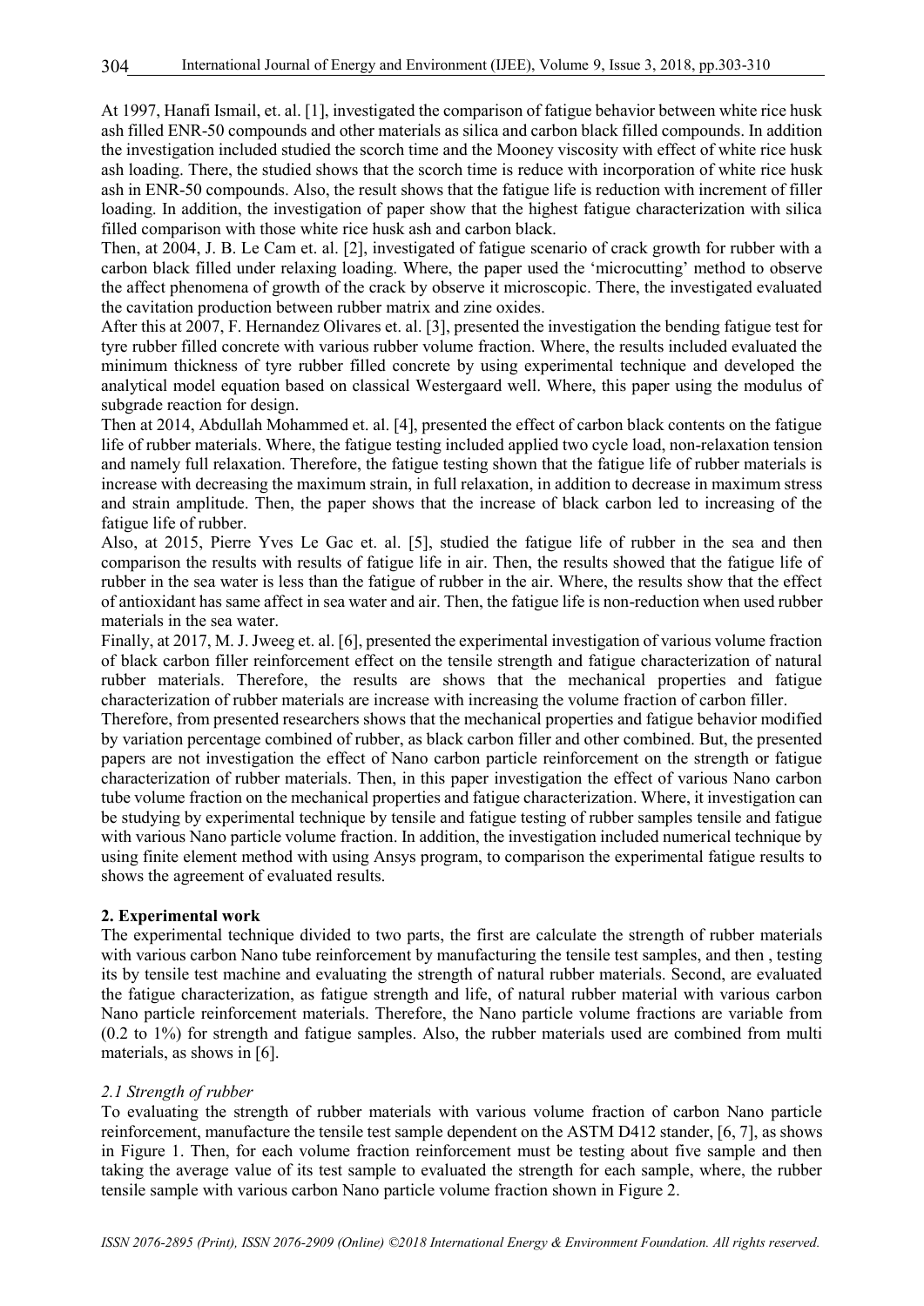At 1997, Hanafi Ismail, et. al. [1], investigated the comparison of fatigue behavior between white rice husk ash filled ENR-50 compounds and other materials as silica and carbon black filled compounds. In addition the investigation included studied the scorch time and the Mooney viscosity with effect of white rice husk ash loading. There, the studied shows that the scorch time is reduce with incorporation of white rice husk ash in ENR-50 compounds. Also, the result shows that the fatigue life is reduction with increment of filler loading. In addition, the investigation of paper show that the highest fatigue characterization with silica filled comparison with those white rice husk ash and carbon black.

Then, at 2004, J. B. Le Cam et. al. [2], investigated of fatigue scenario of crack growth for rubber with a carbon black filled under relaxing loading. Where, the paper used the 'microcutting' method to observe the affect phenomena of growth of the crack by observe it microscopic. There, the investigated evaluated the cavitation production between rubber matrix and zine oxides.

After this at 2007, F. Hernandez Olivares et. al. [3], presented the investigation the bending fatigue test for tyre rubber filled concrete with various rubber volume fraction. Where, the results included evaluated the minimum thickness of tyre rubber filled concrete by using experimental technique and developed the analytical model equation based on classical Westergaard well. Where, this paper using the modulus of subgrade reaction for design.

Then at 2014, Abdullah Mohammed et. al. [4], presented the effect of carbon black contents on the fatigue life of rubber materials. Where, the fatigue testing included applied two cycle load, non-relaxation tension and namely full relaxation. Therefore, the fatigue testing shown that the fatigue life of rubber materials is increase with decreasing the maximum strain, in full relaxation, in addition to decrease in maximum stress and strain amplitude. Then, the paper shows that the increase of black carbon led to increasing of the fatigue life of rubber.

Also, at 2015, Pierre Yves Le Gac et. al. [5], studied the fatigue life of rubber in the sea and then comparison the results with results of fatigue life in air. Then, the results showed that the fatigue life of rubber in the sea water is less than the fatigue of rubber in the air. Where, the results show that the effect of antioxidant has same affect in sea water and air. Then, the fatigue life is non-reduction when used rubber materials in the sea water.

Finally, at 2017, M. J. Jweeg et. al. [6], presented the experimental investigation of various volume fraction of black carbon filler reinforcement effect on the tensile strength and fatigue characterization of natural rubber materials. Therefore, the results are shows that the mechanical properties and fatigue characterization of rubber materials are increase with increasing the volume fraction of carbon filler.

Therefore, from presented researchers shows that the mechanical properties and fatigue behavior modified by variation percentage combined of rubber, as black carbon filler and other combined. But, the presented papers are not investigation the effect of Nano carbon particle reinforcement on the strength or fatigue characterization of rubber materials. Then, in this paper investigation the effect of various Nano carbon tube volume fraction on the mechanical properties and fatigue characterization. Where, it investigation can be studying by experimental technique by tensile and fatigue testing of rubber samples tensile and fatigue with various Nano particle volume fraction. In addition, the investigation included numerical technique by using finite element method with using Ansys program, to comparison the experimental fatigue results to shows the agreement of evaluated results.

## 2. Experimental work

The experimental technique divided to two parts, the first are calculate the strength of rubber materials with various carbon Nano tube reinforcement by manufacturing the tensile test samples, and then , testing its by tensile test machine and evaluating the strength of natural rubber materials. Second, are evaluated the fatigue characterization, as fatigue strength and life, of natural rubber material with various carbon Nano particle reinforcement materials. Therefore, the Nano particle volume fractions are variable from (0.2 to 1%) for strength and fatigue samples. Also, the rubber materials used are combined from multi materials, as shows in [6].

### *2.1 Strength of rubber*

To evaluating the strength of rubber materials with various volume fraction of carbon Nano particle reinforcement, manufacture the tensile test sample dependent on the ASTM D412 stander, [6, 7], as shows in Figure 1. Then, for each volume fraction reinforcement must be testing about five sample and then taking the average value of its test sample to evaluated the strength for each sample, where, the rubber tensile sample with various carbon Nano particle volume fraction shown in Figure 2.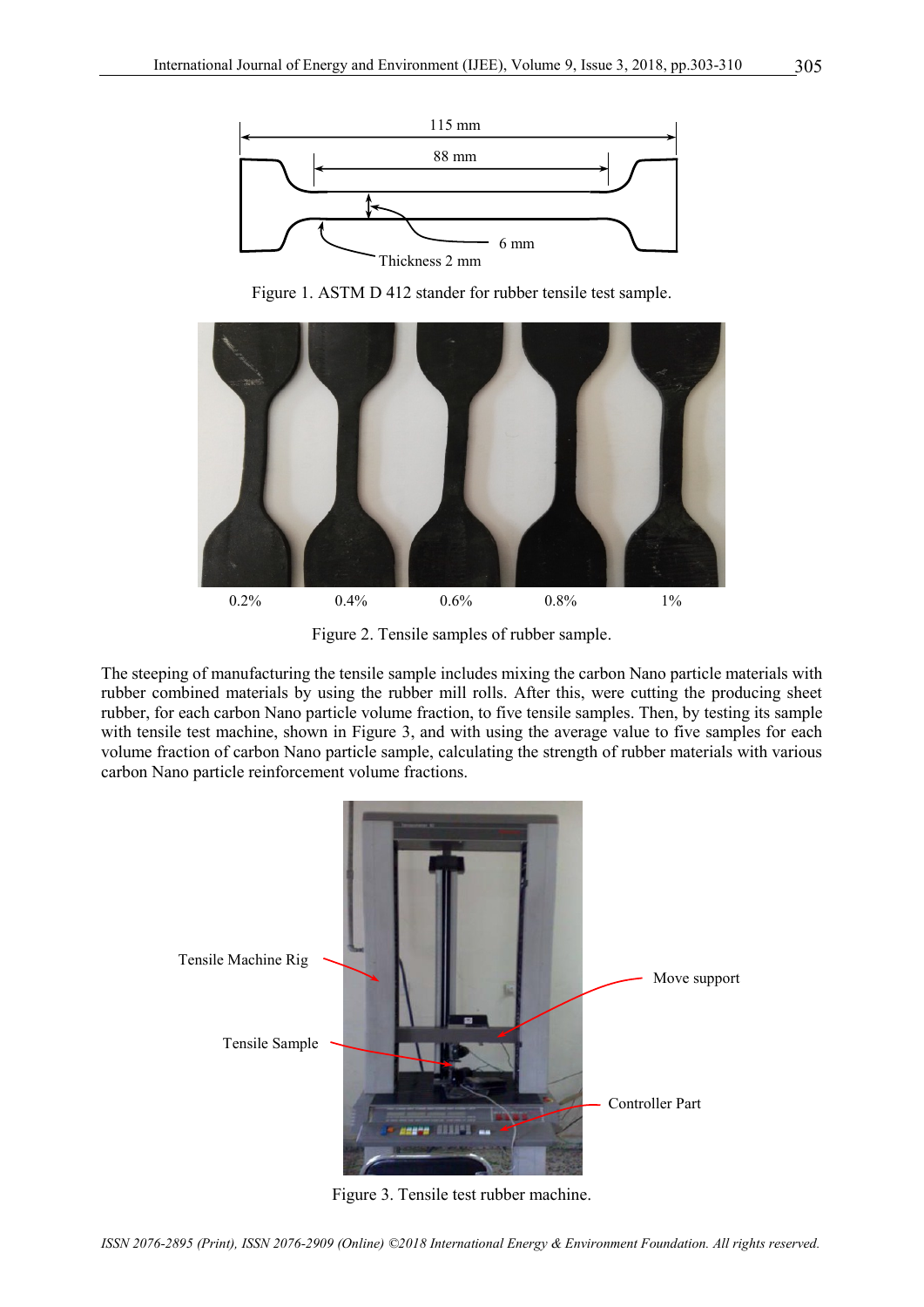Figure 1. ASTM D 412 stander for rubber tensile test sample.

Figure 2. Tensile samples of rubber sample.

The steeping of manufacturing the tensile sample includes mixing the carbon Nano particle materials with rubber combined materials by using the rubber mill rolls. After this, were cutting the producing sheet rubber, for each carbon Nano particle volume fraction, to five tensile samples. Then, by testing its sample with tensile test machine, shown in Figure 3, and with using the average value to five samples for each volume fraction of carbon Nano particle sample, calculating the strength of rubber materials with various carbon Nano particle reinforcement volume fractions.

Figure 3. Tensile test rubber machine.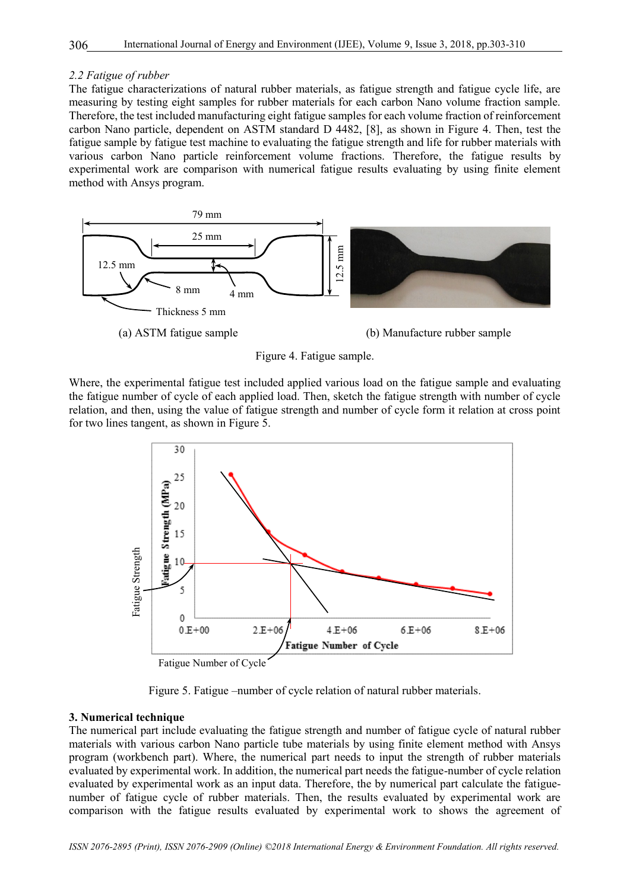*2.2 Fatigue of rubber*

The fatigue characterizations of natural rubber materials, as fatigue strength and fatigue cycle life, are measuring by testing eight samples for rubber materials for each carbon Nano volume fraction sample. Therefore, the test included manufacturing eight fatigue samples for each volume fraction of reinforcement carbon Nano particle, dependent on ASTM standard D 4482, [8], as shown in Figure 4. Then, test the fatigue sample by fatigue test machine to evaluating the fatigue strength and life for rubber materials with various carbon Nano particle reinforcement volume fractions. Therefore, the fatigue results by experimental work are comparison with numerical fatigue results evaluating by using finite element method with Ansys program.

(a) ASTM fatigue sample (b) Manufacture rubber sample

Figure 4. Fatigue sample.

Where, the experimental fatigue test included applied various load on the fatigue sample and evaluating the fatigue number of cycle of each applied load. Then, sketch the fatigue strength with number of cycle relation, and then, using the value of fatigue strength and number of cycle form it relation at cross point for two lines tangent, as shown in Figure 5.

Figure 5. Fatigue –number of cycle relation of natural rubber materials.

## 3. Numerical technique

The numerical part include evaluating the fatigue strength and number of fatigue cycle of natural rubber materials with various carbon Nano particle tube materials by using finite element method with Ansys program (workbench part). Where, the numerical part needs to input the strength of rubber materials evaluated by experimental work. In addition, the numerical part needs the fatigue-number of cycle relation evaluated by experimental work as an input data. Therefore, the by numerical part calculate the fatigue-number of fatigue cycle of rubber materials. Then, the results evaluated by experimental work are comparison with the fatigue results evaluated by experimental work to shows the agreement of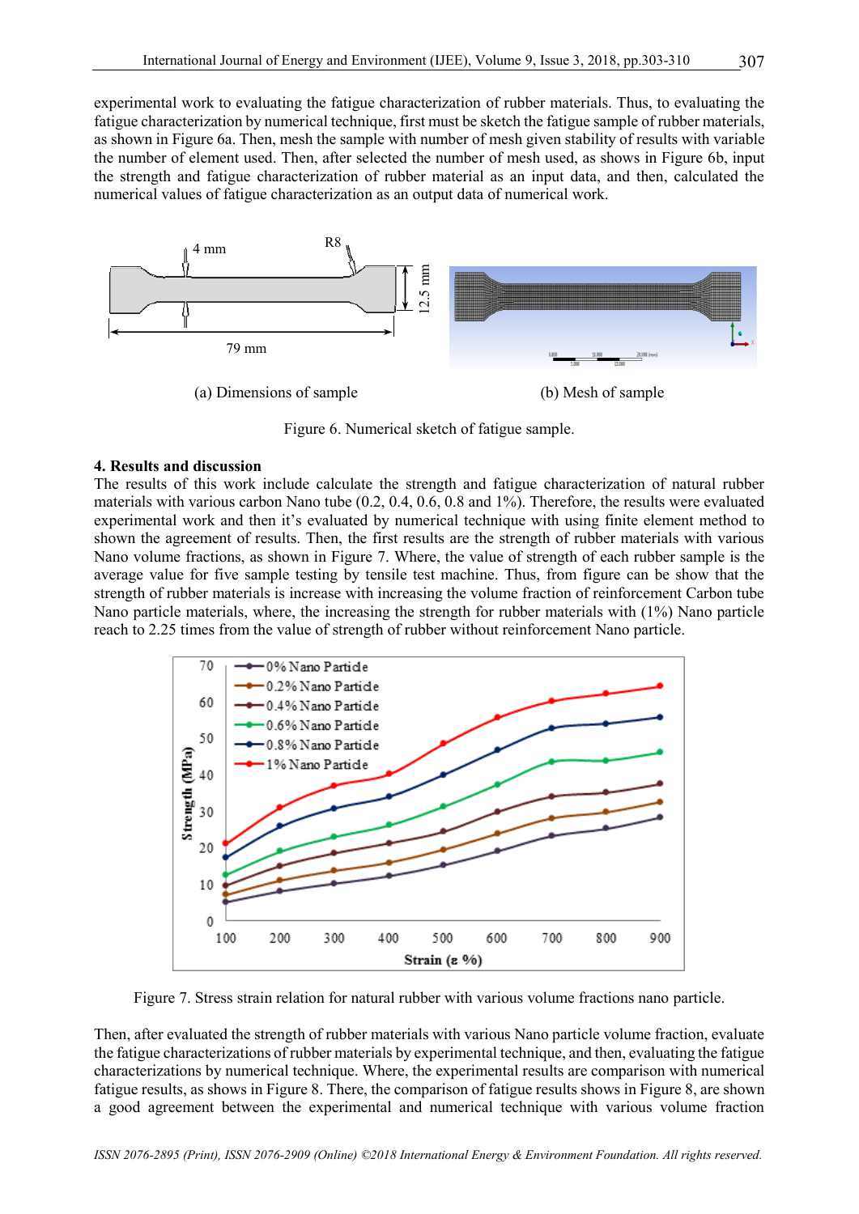experimental work to evaluating the fatigue characterization of rubber materials. Thus, to evaluating the fatigue characterization by numerical technique, first must be sketch the fatigue sample of rubber materials, as shown in Figure 6a. Then, mesh the sample with number of mesh given stability of results with variable the number of element used. Then, after selected the number of mesh used, as shows in Figure 6b, input the strength and fatigue characterization of rubber material as an input data, and then, calculated the numerical values of fatigue characterization as an output data of numerical work.

(a) Dimensions of sample

(b) Mesh of sample

Figure 6. Numerical sketch of fatigue sample.

**4. Results and discussion**

The results of this work include calculate the strength and fatigue characterization of natural rubber materials with various carbon Nano tube (0.2, 0.4, 0.6, 0.8 and 1%). Therefore, the results were evaluated experimental work and then it's evaluated by numerical technique with using finite element method to shown the agreement of results. Then, the first results are the strength of rubber materials with various Nano volume fractions, as shown in Figure 7. Where, the value of strength of each rubber sample is the average value for five sample testing by tensile test machine. Thus, from figure can be show that the strength of rubber materials is increase with increasing the volume fraction of reinforcement Carbon tube Nano particle materials, where, the increasing the strength for rubber materials with (1%) Nano particle reach to 2.25 times from the value of strength of rubber without reinforcement Nano particle.

Figure 7. Stress strain relation for natural rubber with various volume fractions nano particle.

Then, after evaluated the strength of rubber materials with various Nano particle volume fraction, evaluate the fatigue characterizations of rubber materials by experimental technique, and then, evaluating the fatigue characterizations by numerical technique. Where, the experimental results are comparison with numerical fatigue results, as shows in Figure 8. There, the comparison of fatigue results shows in Figure 8, are shown a good agreement between the experimental and numerical technique with various volume fraction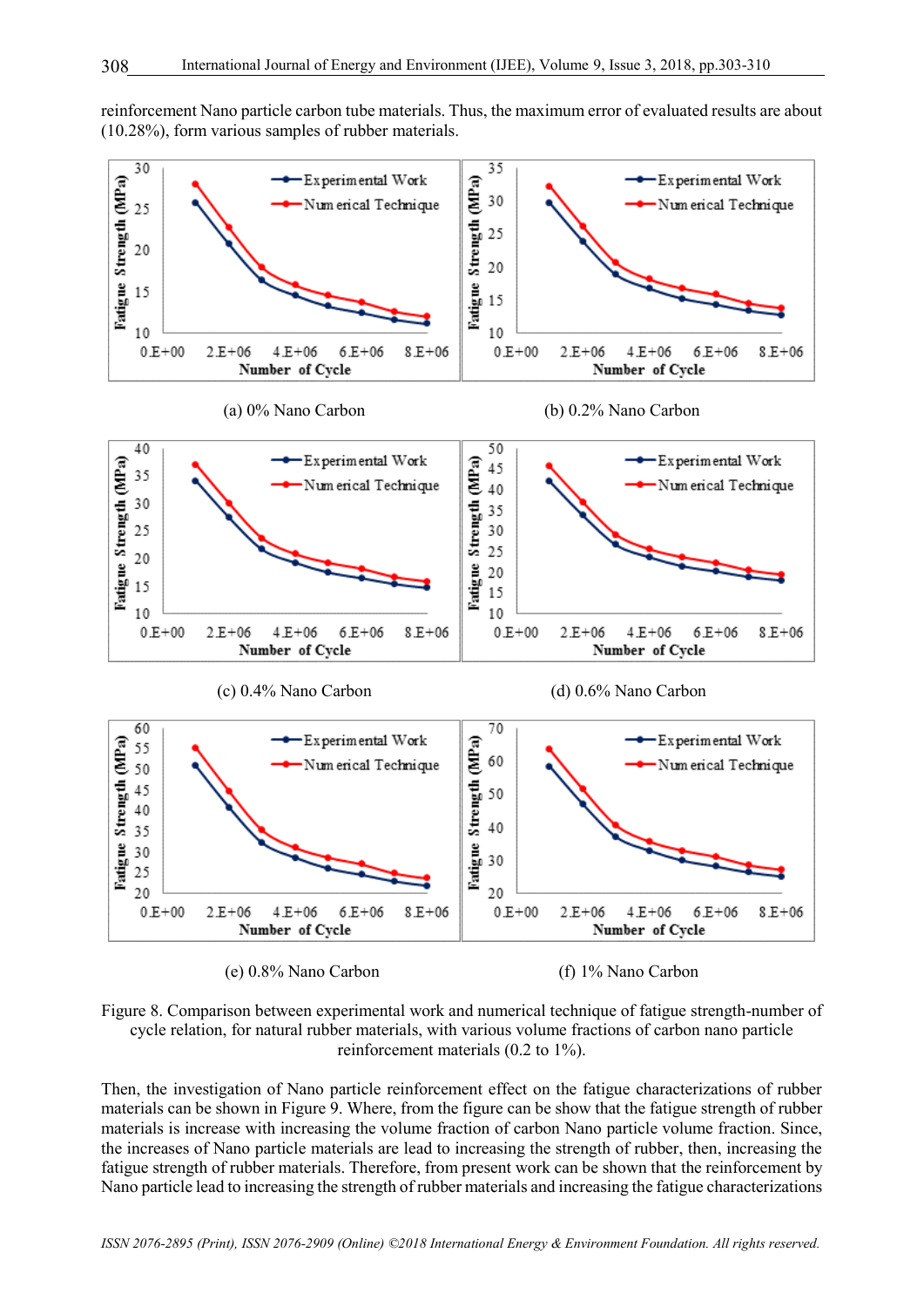reinforcement Nano particle carbon tube materials. Thus, the maximum error of evaluated results are about (10.28%), form various samples of rubber materials.

(a) 0% Nano Carbon

(b) 0.2% Nano Carbon

(c) 0.4% Nano Carbon

(d) 0.6% Nano Carbon

(e) 0.8% Nano Carbon

(f) 1% Nano Carbon

Figure 8. Comparison between experimental work and numerical technique of fatigue strength-number of cycle relation, for natural rubber materials, with various volume fractions of carbon nano particle reinforcement materials (0.2 to 1%).

Then, the investigation of Nano particle reinforcement effect on the fatigue characterizations of rubber materials can be shown in Figure 9. Where, from the figure can be show that the fatigue strength of rubber materials is increase with increasing the volume fraction of carbon Nano particle volume fraction. Since, the increases of Nano particle materials are lead to increasing the strength of rubber, then, increasing the fatigue strength of rubber materials. Therefore, from present work can be shown that the reinforcement by Nano particle lead to increasing the strength of rubber materials and increasing the fatigue characterizations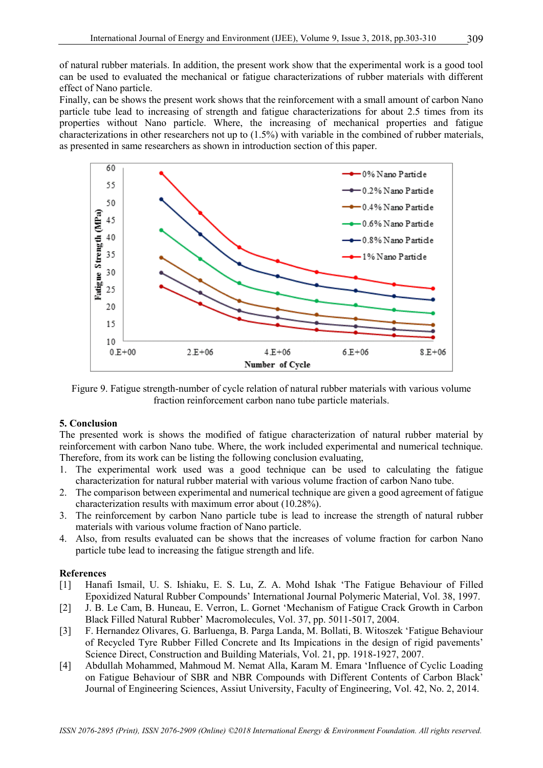of natural rubber materials. In addition, the present work show that the experimental work is a good tool can be used to evaluated the mechanical or fatigue characterizations of rubber materials with different effect of Nano particle.

Finally, can be shows the present work shows that the reinforcement with a small amount of carbon Nano particle tube lead to increasing of strength and fatigue characterizations for about 2.5 times from its properties without Nano particle. Where, the increasing of mechanical properties and fatigue characterizations in other researchers not up to (1.5%) with variable in the combined of rubber materials, as presented in same researchers as shown in introduction section of this paper.

Figure 9. Fatigue strength-number of cycle relation of natural rubber materials with various volume fraction reinforcement carbon nano tube particle materials.

## 5. Conclusion

The presented work is shows the modified of fatigue characterization of natural rubber material by reinforcement with carbon Nano tube. Where, the work included experimental and numerical technique. Therefore, from its work can be listing the following conclusion evaluating,

1. The experimental work used was a good technique can be used to calculating the fatigue characterization for natural rubber material with various volume fraction of carbon Nano tube.
2. The comparison between experimental and numerical technique are given a good agreement of fatigue characterization results with maximum error about (10.28%).
3. The reinforcement by carbon Nano particle tube is lead to increase the strength of natural rubber materials with various volume fraction of Nano particle.
4. Also, from results evaluated can be shows that the increases of volume fraction for carbon Nano particle tube lead to increasing the fatigue strength and life.

## References

[1] Hanafi Ismail, U. S. Ishiaku, E. S. Lu, Z. A. Mohd Ishak 'The Fatigue Behaviour of Filled Epoxidized Natural Rubber Compounds' International Journal Polymeric Material, Vol. 38, 1997.

[2] J. B. Le Cam, B. Huneau, E. Verron, L. Gornet 'Mechanism of Fatigue Crack Growth in Carbon Black Filled Natural Rubber' Macromolecules, Vol. 37, pp. 5011-5017, 2004.

[3] F. Hernandez Olivares, G. Barluenga, B. Parga Landa, M. Bollati, B. Witoszek 'Fatigue Behaviour of Recycled Tyre Rubber Filled Concrete and Its Impications in the design of rigid pavements' Science Direct, Construction and Building Materials, Vol. 21, pp. 1918-1927, 2007.

[4] Abdullah Mohammed, Mahmoud M. Nemat Alla, Karam M. Emara 'Influence of Cyclic Loading on Fatigue Behaviour of SBR and NBR Compounds with Different Contents of Carbon Black' Journal of Engineering Sciences, Assiut University, Faculty of Engineering, Vol. 42, No. 2, 2014.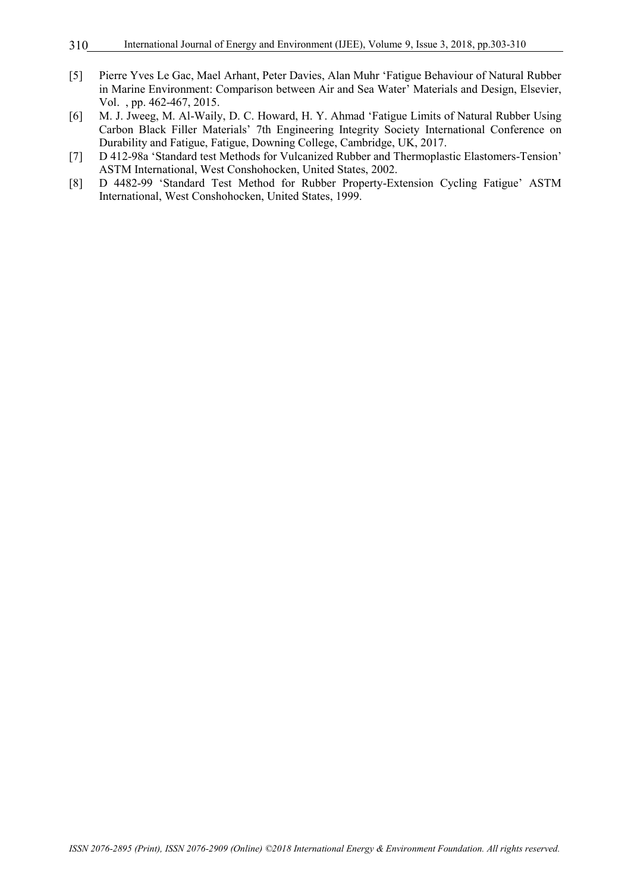[5] Pierre Yves Le Gac, Mael Arhant, Peter Davies, Alan Muhr 'Fatigue Behaviour of Natural Rubber in Marine Environment: Comparison between Air and Sea Water' Materials and Design, Elsevier, Vol. , pp. 462-467, 2015.

[6] M. J. Jweeg, M. Al-Waily, D. C. Howard, H. Y. Ahmad 'Fatigue Limits of Natural Rubber Using Carbon Black Filler Materials' 7th Engineering Integrity Society International Conference on Durability and Fatigue, Fatigue, Downing College, Cambridge, UK, 2017.

[7] D 412-98a 'Standard test Methods for Vulcanized Rubber and Thermoplastic Elastomers-Tension' ASTM International, West Conshohocken, United States, 2002.

[8] D 4482-99 'Standard Test Method for Rubber Property-Extension Cycling Fatigue' ASTM International, West Conshohocken, United States, 1999.